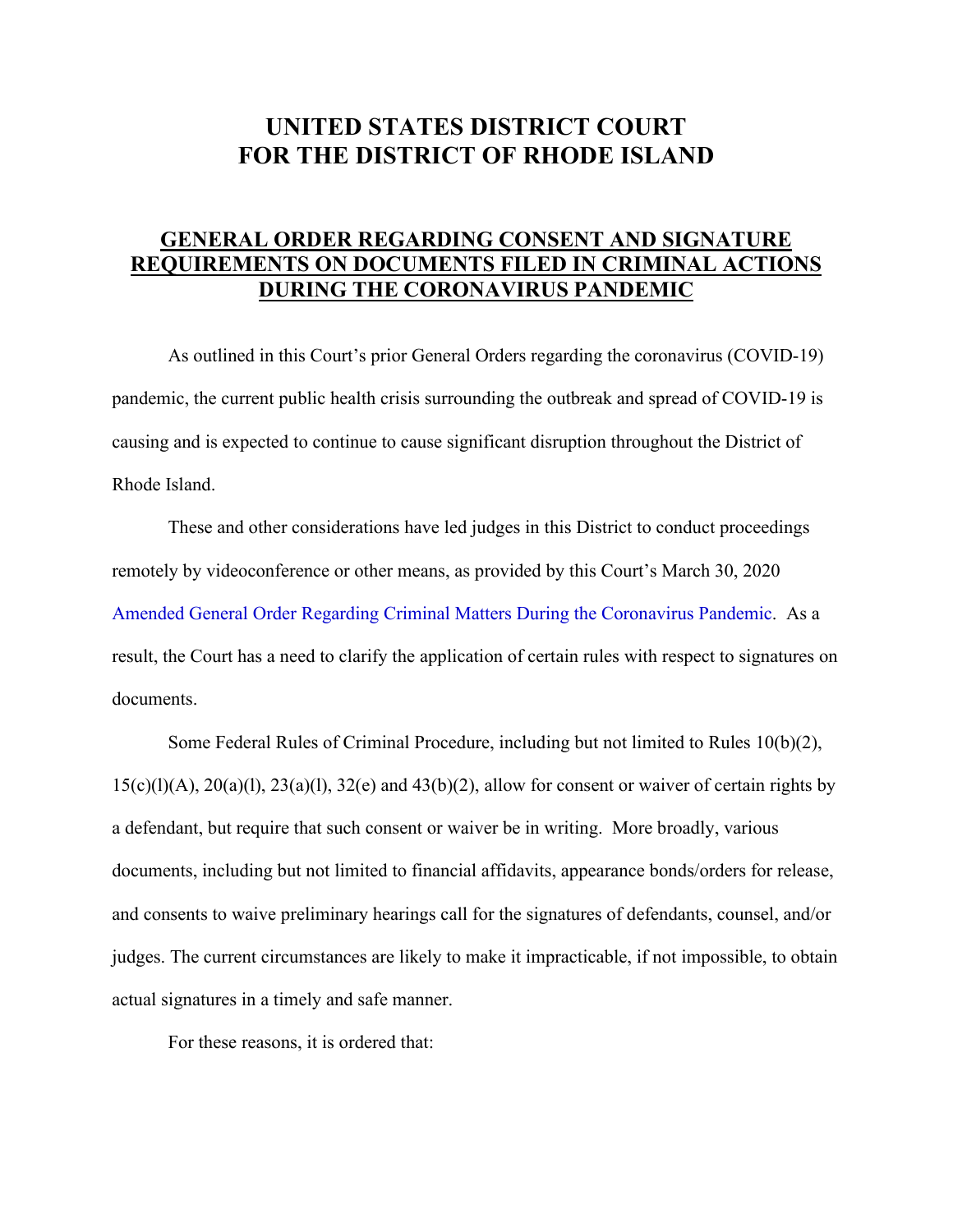# UNITED STATES DISTRICT COURT FOR THE DISTRICT OF RHODE ISLAND

## GENERAL ORDER REGARDING CONSENT AND SIGNATURE REQUIREMENTS ON DOCUMENTS FILED IN CRIMINAL ACTIONS DURING THE CORONAVIRUS PANDEMIC

As outlined in this Court's prior General Orders regarding the coronavirus (COVID-19) pandemic, the current public health crisis surrounding the outbreak and spread of COVID-19 is causing and is expected to continue to cause significant disruption throughout the District of Rhode Island.

These and other considerations have led judges in this District to conduct proceedings remotely by videoconference or other means, as provided by this Court's March 30, 2020 Amended General Order Regarding Criminal Matters During the Coronavirus Pandemic. As a result, the Court has a need to clarify the application of certain rules with respect to signatures on documents.

Some Federal Rules of Criminal Procedure, including but not limited to Rules 10(b)(2), 15(c)(l)(A), 20(a)(l), 23(a)(l), 32(e) and 43(b)(2), allow for consent or waiver of certain rights by a defendant, but require that such consent or waiver be in writing. More broadly, various documents, including but not limited to financial affidavits, appearance bonds/orders for release, and consents to waive preliminary hearings call for the signatures of defendants, counsel, and/or judges. The current circumstances are likely to make it impracticable, if not impossible, to obtain actual signatures in a timely and safe manner.

For these reasons, it is ordered that: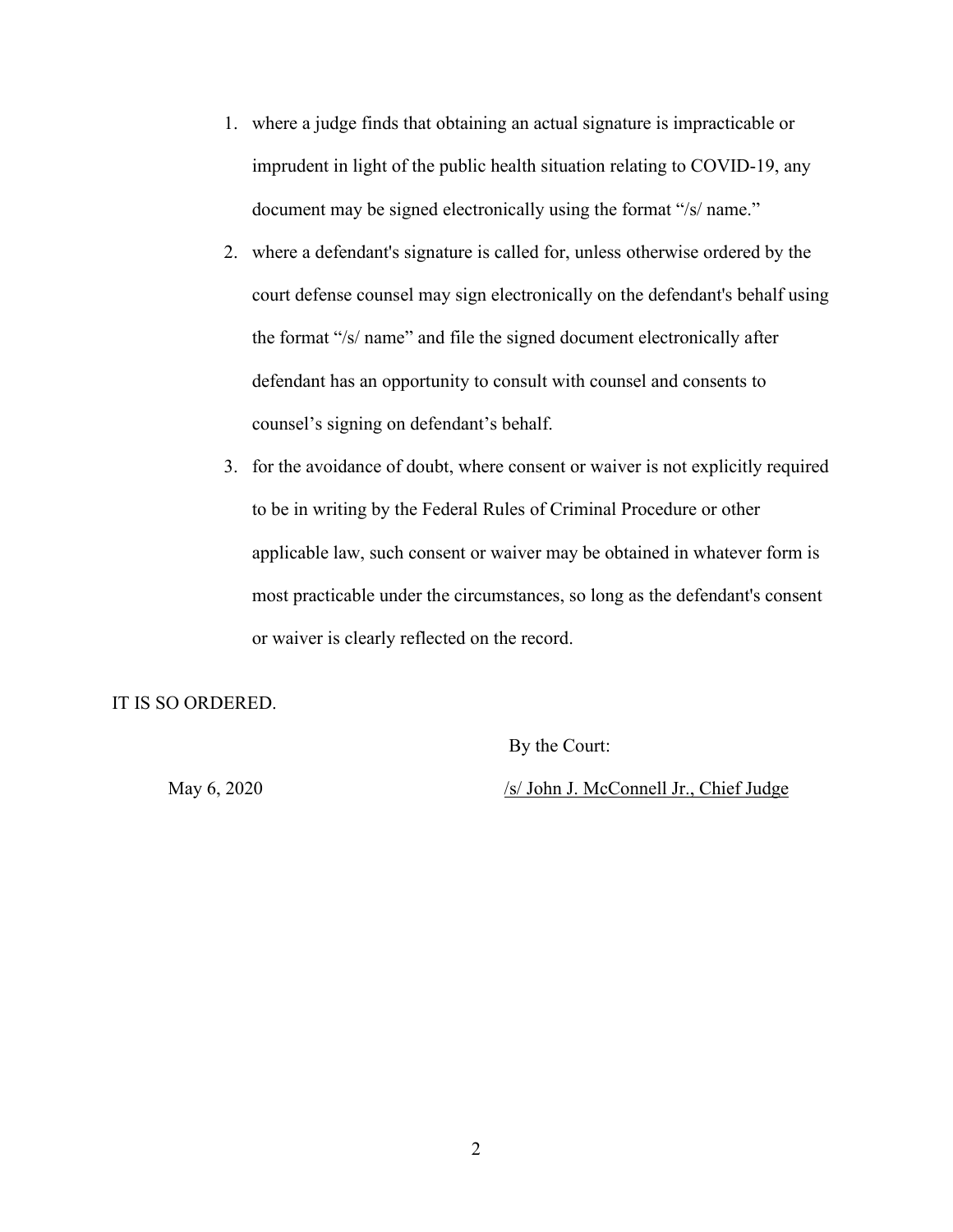1. where a judge finds that obtaining an actual signature is impracticable or imprudent in light of the public health situation relating to COVID-19, any document may be signed electronically using the format "/s/ name."
2. where a defendant's signature is called for, unless otherwise ordered by the court defense counsel may sign electronically on the defendant's behalf using the format "/s/ name" and file the signed document electronically after defendant has an opportunity to consult with counsel and consents to counsel's signing on defendant's behalf.
3. for the avoidance of doubt, where consent or waiver is not explicitly required to be in writing by the Federal Rules of Criminal Procedure or other applicable law, such consent or waiver may be obtained in whatever form is most practicable under the circumstances, so long as the defendant's consent or waiver is clearly reflected on the record.

IT IS SO ORDERED.

By the Court:

May 6, 2020

/s/ John J. McConnell Jr., Chief Judge